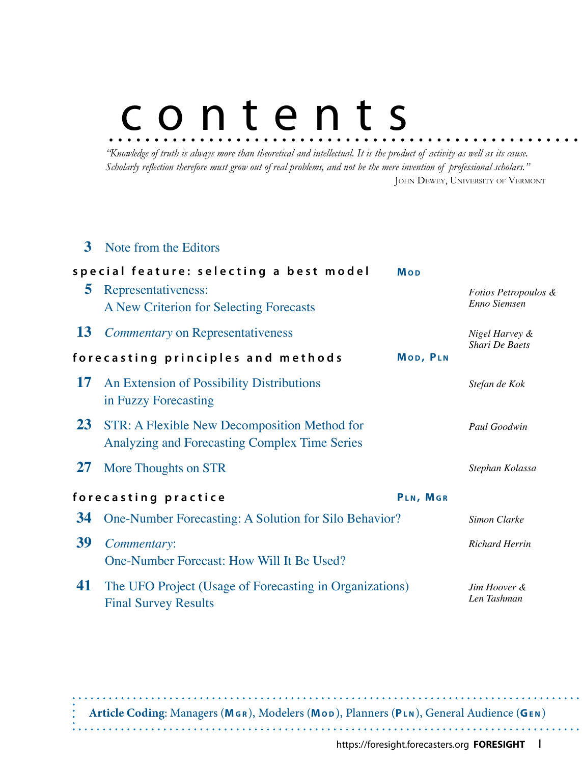# contents

*"Knowledge of truth is always more than theoretical and intellectual. It is the product of activity as well as its cause. Scholarly reflection therefore must grow out of real problems, and not be the mere invention of professional scholars."*

JOHN DEWEY, UNIVERSITY OF VERMONT

**3** Note from the Editors

## special feature: selecting a best model — MOD

**5** Representativeness: A New Criterion for Selecting Forecasts — *Fotios Petropoulos & Enno Siemsen*

**13** *Commentary* on Representativeness — *Nigel Harvey & Shari De Baets*

## forecasting principles and methods — MOD, PLN

**17** An Extension of Possibility Distributions in Fuzzy Forecasting — *Stefan de Kok*

**23** STR: A Flexible New Decomposition Method for Analyzing and Forecasting Complex Time Series — *Paul Goodwin*

**27** More Thoughts on STR — *Stephan Kolassa*

## forecasting practice — PLN, MGR

**34** One-Number Forecasting: A Solution for Silo Behavior? — *Simon Clarke*

**39** *Commentary*: One-Number Forecast: How Will It Be Used? — *Richard Herrin*

**41** The UFO Project (Usage of Forecasting in Organizations) Final Survey Results — *Jim Hoover & Len Tashman*

**Article Coding**: Managers (**MGR**), Modelers (**MOD**), Planners (**PLN**), General Audience (**GEN**)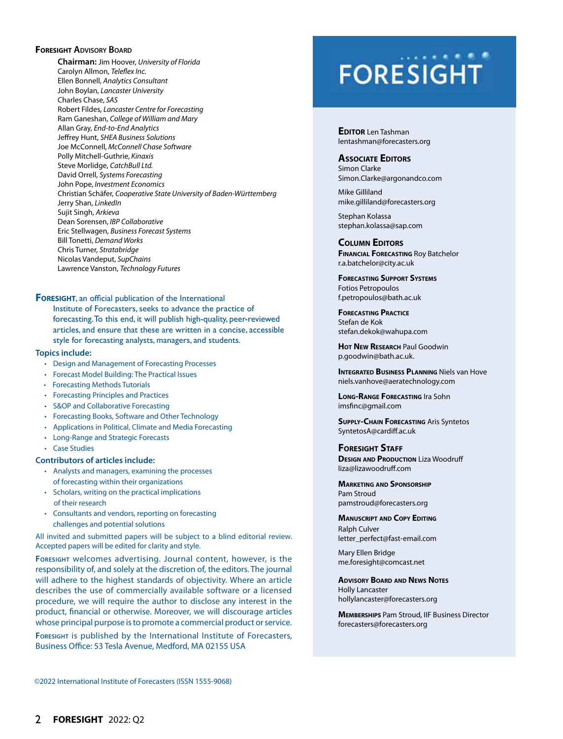## Foresight Advisory Board

**Chairman:** Jim Hoover, *University of Florida*
Carolyn Allmon, *Teleflex Inc.*
Ellen Bonnell, *Analytics Consultant*
John Boylan, *Lancaster University*
Charles Chase, *SAS*
Robert Fildes, *Lancaster Centre for Forecasting*
Ram Ganeshan, *College of William and Mary*
Allan Gray, *End-to-End Analytics*
Jeffrey Hunt, *SHEA Business Solutions*
Joe McConnell, *McConnell Chase Software*
Polly Mitchell-Guthrie, *Kinaxis*
Steve Morlidge, *CatchBull Ltd.*
David Orrell, *Systems Forecasting*
John Pope, *Investment Economics*
Christian Schäfer, *Cooperative State University of Baden-Württemberg*
Jerry Shan, *LinkedIn*
Sujit Singh, *Arkieva*
Dean Sorensen, *IBP Collaborative*
Eric Stellwagen, *Business Forecast Systems*
Bill Tonetti, *Demand Works*
Chris Turner, *Stratabridge*
Nicolas Vandeput, *SupChains*
Lawrence Vanston, *Technology Futures*

**Foresight**, an official publication of the International Institute of Forecasters, seeks to advance the practice of forecasting. To this end, it will publish high-quality, peer-reviewed articles, and ensure that these are written in a concise, accessible style for forecasting analysts, managers, and students.

**Topics include:**

- Design and Management of Forecasting Processes
- Forecast Model Building: The Practical Issues
- Forecasting Methods Tutorials
- Forecasting Principles and Practices
- S&OP and Collaborative Forecasting
- Forecasting Books, Software and Other Technology
- Applications in Political, Climate and Media Forecasting
- Long-Range and Strategic Forecasts
- Case Studies

**Contributors of articles include:**

- Analysts and managers, examining the processes of forecasting within their organizations
- Scholars, writing on the practical implications of their research
- Consultants and vendors, reporting on forecasting challenges and potential solutions

All invited and submitted papers will be subject to a blind editorial review. Accepted papers will be edited for clarity and style.

Foresight welcomes advertising. Journal content, however, is the responsibility of, and solely at the discretion of, the editors. The journal will adhere to the highest standards of objectivity. Where an article describes the use of commercially available software or a licensed procedure, we will require the author to disclose any interest in the product, financial or otherwise. Moreover, we will discourage articles whose principal purpose is to promote a commercial product or service.

Foresight is published by the International Institute of Forecasters, Business Office: 53 Tesla Avenue, Medford, MA 02155 USA

©2022 International Institute of Forecasters (ISSN 1555-9068)

# FORESIGHT

**Editor** Len Tashman
lentashman@forecasters.org

**Associate Editors**
Simon Clarke
Simon.Clarke@argonandco.com

Mike Gilliland
mike.gilliland@forecasters.org

Stephan Kolassa
stephan.kolassa@sap.com

**Column Editors**

**Financial Forecasting** Roy Batchelor
r.a.batchelor@city.ac.uk

**Forecasting Support Systems**
Fotios Petropoulos
f.petropoulos@bath.ac.uk

**Forecasting Practice**
Stefan de Kok
stefan.dekok@wahupa.com

**Hot New Research** Paul Goodwin
p.goodwin@bath.ac.uk.

**Integrated Business Planning** Niels van Hove
niels.vanhove@aeratechnology.com

**Long-Range Forecasting** Ira Sohn
imsfinc@gmail.com

**Supply-Chain Forecasting** Aris Syntetos
SyntetosA@cardiff.ac.uk

**Foresight Staff**

**Design and Production** Liza Woodruff
liza@lizawoodruff.com

**Marketing and Sponsorship**
Pam Stroud
pamstroud@forecasters.org

**Manuscript and Copy Editing**
Ralph Culver
letter_perfect@fast-email.com

Mary Ellen Bridge
me.foresight@comcast.net

**Advisory Board and News Notes**
Holly Lancaster
hollylancaster@forecasters.org

**Memberships** Pam Stroud, IIF Business Director
forecasters@forecasters.org